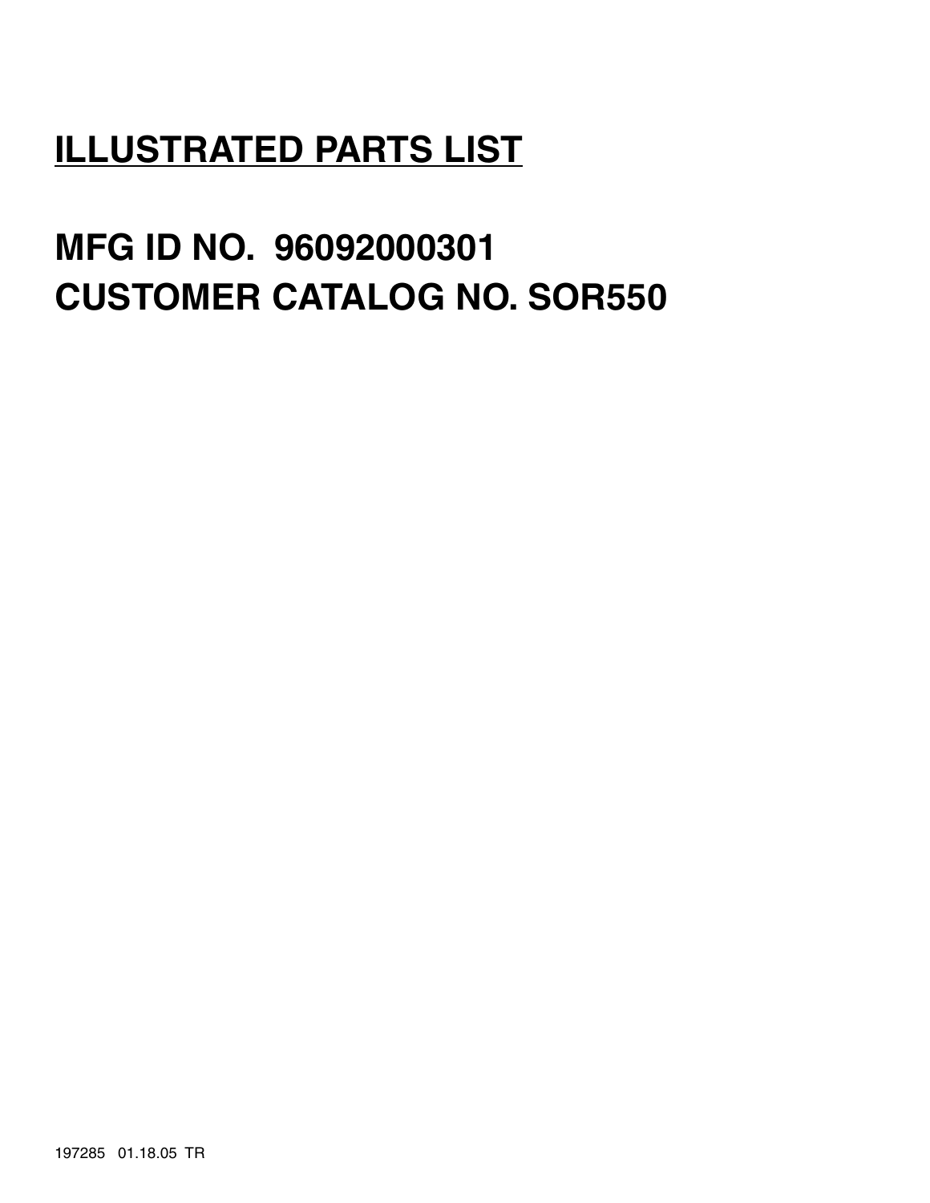# ILLUSTRATED PARTS LIST

## MFG ID NO. 96092000301
## CUSTOMER CATALOG NO. SOR550

197285 01.18.05 TR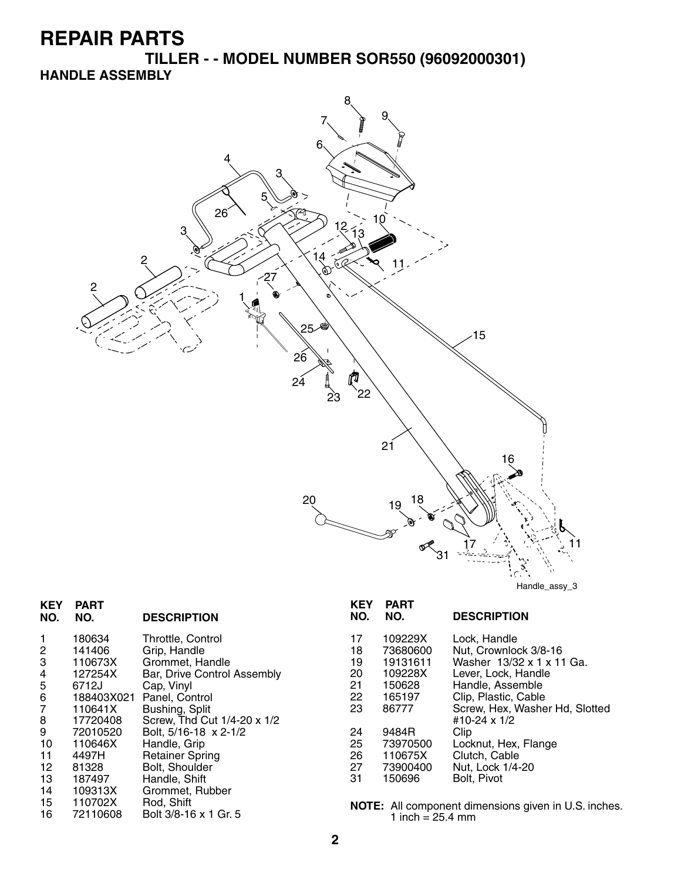# REPAIR PARTS

## TILLER - - MODEL NUMBER SOR550 (96092000301)

### HANDLE ASSEMBLY

Handle_assy_3

| KEY NO. | PART NO. | DESCRIPTION |
|---|---|---|
| 1 | 180634 | Throttle, Control |
| 2 | 141406 | Grip, Handle |
| 3 | 110673X | Grommet, Handle |
| 4 | 127254X | Bar, Drive Control Assembly |
| 5 | 6712J | Cap, Vinyl |
| 6 | 188403X021 | Panel, Control |
| 7 | 110641X | Bushing, Split |
| 8 | 17720408 | Screw, Thd Cut 1/4-20 x 1/2 |
| 9 | 72010520 | Bolt, 5/16-18 x 2-1/2 |
| 10 | 110646X | Handle, Grip |
| 11 | 4497H | Retainer Spring |
| 12 | 81328 | Bolt, Shoulder |
| 13 | 187497 | Handle, Shift |
| 14 | 109313X | Grommet, Rubber |
| 15 | 110702X | Rod, Shift |
| 16 | 72110608 | Bolt 3/8-16 x 1 Gr. 5 |
| 17 | 109229X | Lock, Handle |
| 18 | 73680600 | Nut, Crownlock 3/8-16 |
| 19 | 19131611 | Washer 13/32 x 1 x 11 Ga. |
| 20 | 109228X | Lever, Lock, Handle |
| 21 | 150628 | Handle, Assemble |
| 22 | 165197 | Clip, Plastic, Cable |
| 23 | 86777 | Screw, Hex, Washer Hd, Slotted #10-24 x 1/2 |
| 24 | 9484R | Clip |
| 25 | 73970500 | Locknut, Hex, Flange |
| 26 | 110675X | Clutch, Cable |
| 27 | 73900400 | Nut, Lock 1/4-20 |
| 31 | 150696 | Bolt, Pivot |

**NOTE:** All component dimensions given in U.S. inches.
1 inch = 25.4 mm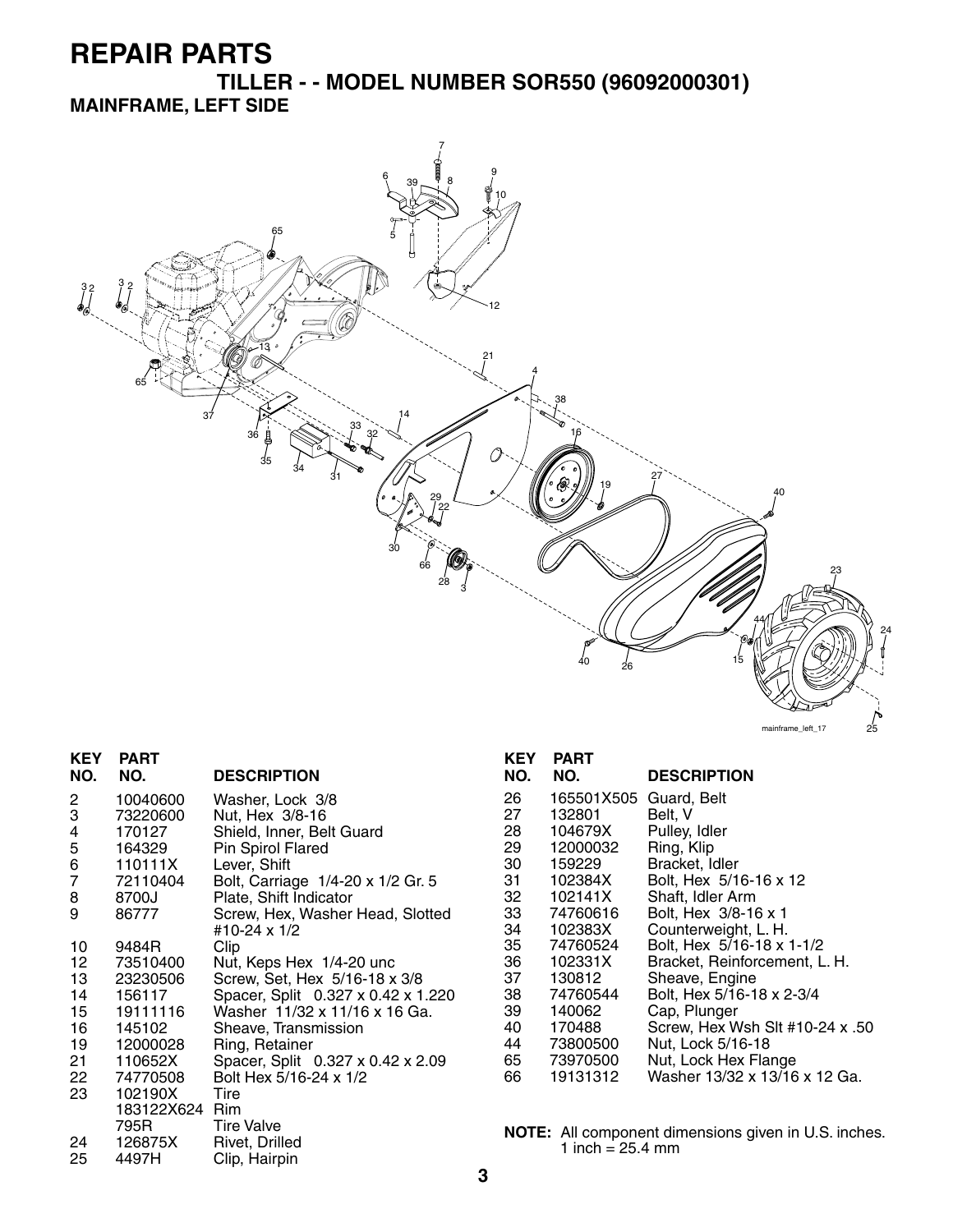# REPAIR PARTS

## TILLER - - MODEL NUMBER SOR550 (96092000301)

### MAINFRAME, LEFT SIDE

| KEY NO. | PART NO. | DESCRIPTION |
|---|---|---|
| 2 | 10040600 | Washer, Lock 3/8 |
| 3 | 73220600 | Nut, Hex 3/8-16 |
| 4 | 170127 | Shield, Inner, Belt Guard |
| 5 | 164329 | Pin Spirol Flared |
| 6 | 110111X | Lever, Shift |
| 7 | 72110404 | Bolt, Carriage 1/4-20 x 1/2 Gr. 5 |
| 8 | 8700J | Plate, Shift Indicator |
| 9 | 86777 | Screw, Hex, Washer Head, Slotted #10-24 x 1/2 |
| 10 | 9484R | Clip |
| 12 | 73510400 | Nut, Keps Hex 1/4-20 unc |
| 13 | 23230506 | Screw, Set, Hex 5/16-18 x 3/8 |
| 14 | 156117 | Spacer, Split 0.327 x 0.42 x 1.220 |
| 15 | 19111116 | Washer 11/32 x 11/16 x 16 Ga. |
| 16 | 145102 | Sheave, Transmission |
| 19 | 12000028 | Ring, Retainer |
| 21 | 110652X | Spacer, Split 0.327 x 0.42 x 2.09 |
| 22 | 74770508 | Bolt Hex 5/16-24 x 1/2 |
| 23 | 102190X | Tire |
| | 183122X624 | Rim |
| | 795R | Tire Valve |
| 24 | 126875X | Rivet, Drilled |
| 25 | 4497H | Clip, Hairpin |
| 26 | 165501X505 | Guard, Belt |
| 27 | 132801 | Belt, V |
| 28 | 104679X | Pulley, Idler |
| 29 | 12000032 | Ring, Klip |
| 30 | 159229 | Bracket, Idler |
| 31 | 102384X | Bolt, Hex 5/16-16 x 12 |
| 32 | 102141X | Shaft, Idler Arm |
| 33 | 74760616 | Bolt, Hex 3/8-16 x 1 |
| 34 | 102383X | Counterweight, L. H. |
| 35 | 74760524 | Bolt, Hex 5/16-18 x 1-1/2 |
| 36 | 102331X | Bracket, Reinforcement, L. H. |
| 37 | 130812 | Sheave, Engine |
| 38 | 74760544 | Bolt, Hex 5/16-18 x 2-3/4 |
| 39 | 140062 | Cap, Plunger |
| 40 | 170488 | Screw, Hex Wsh Slt #10-24 x .50 |
| 44 | 73800500 | Nut, Lock 5/16-18 |
| 65 | 73970500 | Nut, Lock Hex Flange |
| 66 | 19131312 | Washer 13/32 x 13/16 x 12 Ga. |

**NOTE:** All component dimensions given in U.S. inches.
1 inch = 25.4 mm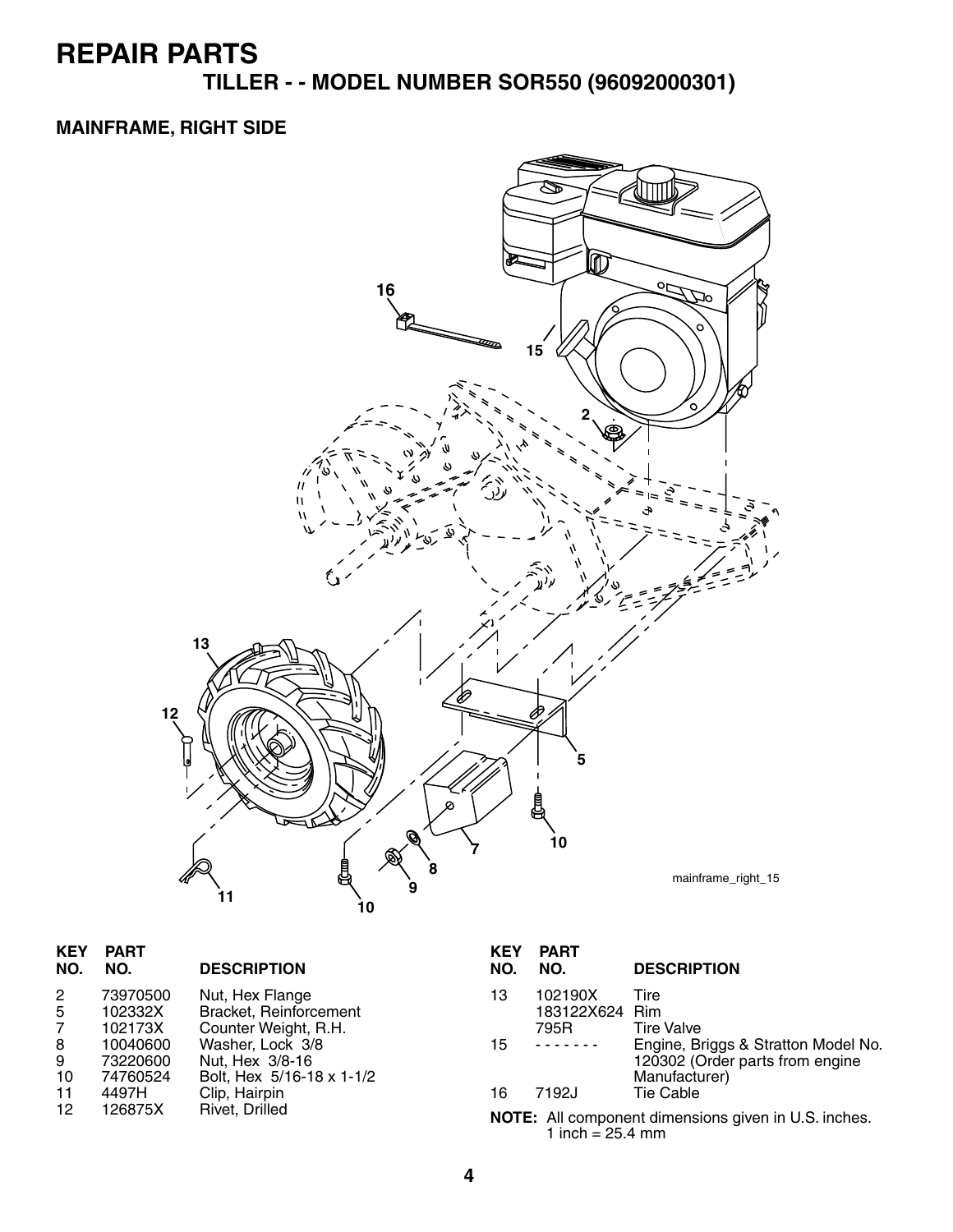# REPAIR PARTS

## TILLER - - MODEL NUMBER SOR550 (96092000301)

### MAINFRAME, RIGHT SIDE

mainframe_right_15

| KEY NO. | PART NO. | DESCRIPTION |
|---|---|---|
| 2 | 73970500 | Nut, Hex Flange |
| 5 | 102332X | Bracket, Reinforcement |
| 7 | 102173X | Counter Weight, R.H. |
| 8 | 10040600 | Washer, Lock 3/8 |
| 9 | 73220600 | Nut, Hex 3/8-16 |
| 10 | 74760524 | Bolt, Hex 5/16-18 x 1-1/2 |
| 11 | 4497H | Clip, Hairpin |
| 12 | 126875X | Rivet, Drilled |
| 13 | 102190X | Tire |
| | 183122X624 | Rim |
| | 795R | Tire Valve |
| 15 | - - - - - - - | Engine, Briggs & Stratton Model No. 120302 (Order parts from engine Manufacturer) |
| 16 | 7192J | Tie Cable |

**NOTE:** All component dimensions given in U.S. inches.
1 inch = 25.4 mm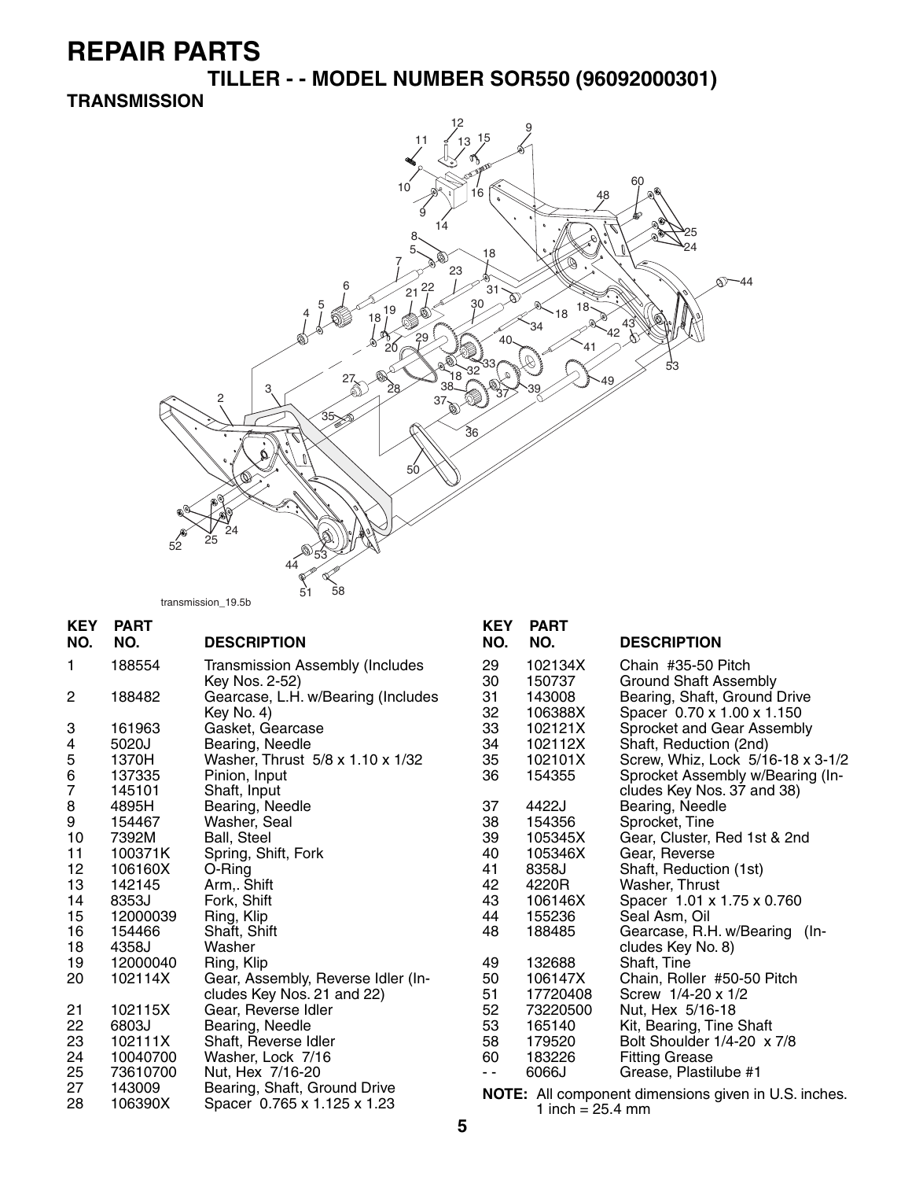# REPAIR PARTS

## TILLER - - MODEL NUMBER SOR550 (96092000301)

### TRANSMISSION

transmission_19.5b

| KEY NO. | PART NO. | DESCRIPTION |
|---|---|---|
| 1 | 188554 | Transmission Assembly (Includes Key Nos. 2-52) |
| 2 | 188482 | Gearcase, L.H. w/Bearing (Includes Key No. 4) |
| 3 | 161963 | Gasket, Gearcase |
| 4 | 5020J | Bearing, Needle |
| 5 | 1370H | Washer, Thrust 5/8 x 1.10 x 1/32 |
| 6 | 137335 | Pinion, Input |
| 7 | 145101 | Shaft, Input |
| 8 | 4895H | Bearing, Needle |
| 9 | 154467 | Washer, Seal |
| 10 | 7392M | Ball, Steel |
| 11 | 100371K | Spring, Shift, Fork |
| 12 | 106160X | O-Ring |
| 13 | 142145 | Arm,. Shift |
| 14 | 8353J | Fork, Shift |
| 15 | 12000039 | Ring, Klip |
| 16 | 154466 | Shaft, Shift |
| 18 | 4358J | Washer |
| 19 | 12000040 | Ring, Klip |
| 20 | 102114X | Gear, Assembly, Reverse Idler (Includes Key Nos. 21 and 22) |
| 21 | 102115X | Gear, Reverse Idler |
| 22 | 6803J | Bearing, Needle |
| 23 | 102111X | Shaft, Reverse Idler |
| 24 | 10040700 | Washer, Lock 7/16 |
| 25 | 73610700 | Nut, Hex 7/16-20 |
| 27 | 143009 | Bearing, Shaft, Ground Drive |
| 28 | 106390X | Spacer 0.765 x 1.125 x 1.23 |
| 29 | 102134X | Chain #35-50 Pitch |
| 30 | 150737 | Ground Shaft Assembly |
| 31 | 143008 | Bearing, Shaft, Ground Drive |
| 32 | 106388X | Spacer 0.70 x 1.00 x 1.150 |
| 33 | 102121X | Sprocket and Gear Assembly |
| 34 | 102112X | Shaft, Reduction (2nd) |
| 35 | 102101X | Screw, Whiz, Lock 5/16-18 x 3-1/2 |
| 36 | 154355 | Sprocket Assembly w/Bearing (Includes Key Nos. 37 and 38) |
| 37 | 4422J | Bearing, Needle |
| 38 | 154356 | Sprocket, Tine |
| 39 | 105345X | Gear, Cluster, Red 1st & 2nd |
| 40 | 105346X | Gear, Reverse |
| 41 | 8358J | Shaft, Reduction (1st) |
| 42 | 4220R | Washer, Thrust |
| 43 | 106146X | Spacer 1.01 x 1.75 x 0.760 |
| 44 | 155236 | Seal Asm, Oil |
| 48 | 188485 | Gearcase, R.H. w/Bearing (Includes Key No. 8) |
| 49 | 132688 | Shaft, Tine |
| 50 | 106147X | Chain, Roller #50-50 Pitch |
| 51 | 17720408 | Screw 1/4-20 x 1/2 |
| 52 | 73220500 | Nut, Hex 5/16-18 |
| 53 | 165140 | Kit, Bearing, Tine Shaft |
| 58 | 179520 | Bolt Shoulder 1/4-20 x 7/8 |
| 60 | 183226 | Fitting Grease |
| - - | 6066J | Grease, Plastilube #1 |

**NOTE:** All component dimensions given in U.S. inches.
1 inch = 25.4 mm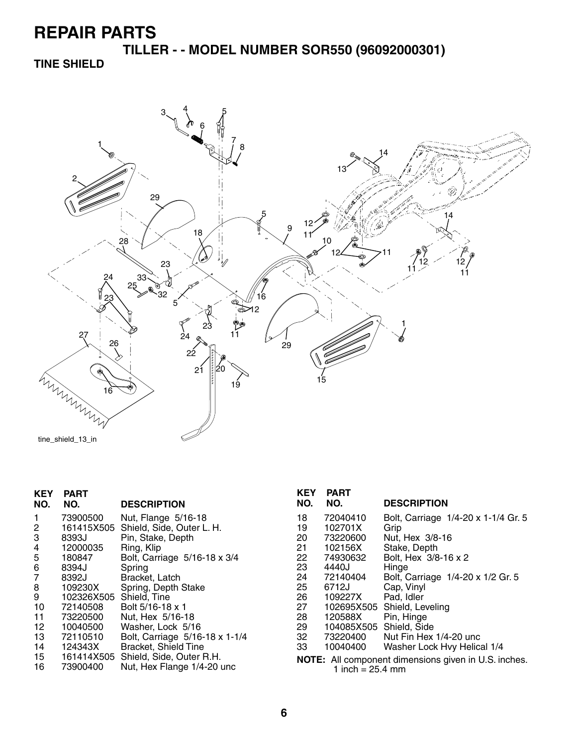# REPAIR PARTS

## TILLER - - MODEL NUMBER SOR550 (96092000301)

### TINE SHIELD

tine_shield_13_in

| KEY NO. | PART NO. | DESCRIPTION |
|---|---|---|
| 1 | 73900500 | Nut, Flange 5/16-18 |
| 2 | 161415X505 | Shield, Side, Outer L. H. |
| 3 | 8393J | Pin, Stake, Depth |
| 4 | 12000035 | Ring, Klip |
| 5 | 180847 | Bolt, Carriage 5/16-18 x 3/4 |
| 6 | 8394J | Spring |
| 7 | 8392J | Bracket, Latch |
| 8 | 109230X | Spring, Depth Stake |
| 9 | 102326X505 | Shield, Tine |
| 10 | 72140508 | Bolt 5/16-18 x 1 |
| 11 | 73220500 | Nut, Hex 5/16-18 |
| 12 | 10040500 | Washer, Lock 5/16 |
| 13 | 72110510 | Bolt, Carriage 5/16-18 x 1-1/4 |
| 14 | 124343X | Bracket, Shield Tine |
| 15 | 161414X505 | Shield, Side, Outer R.H. |
| 16 | 73900400 | Nut, Hex Flange 1/4-20 unc |
| 18 | 72040410 | Bolt, Carriage 1/4-20 x 1-1/4 Gr. 5 |
| 19 | 102701X | Grip |
| 20 | 73220600 | Nut, Hex 3/8-16 |
| 21 | 102156X | Stake, Depth |
| 22 | 74930632 | Bolt, Hex 3/8-16 x 2 |
| 23 | 4440J | Hinge |
| 24 | 72140404 | Bolt, Carriage 1/4-20 x 1/2 Gr. 5 |
| 25 | 6712J | Cap, Vinyl |
| 26 | 109227X | Pad, Idler |
| 27 | 102695X505 | Shield, Leveling |
| 28 | 120588X | Pin, Hinge |
| 29 | 104085X505 | Shield, Side |
| 32 | 73220400 | Nut Fin Hex 1/4-20 unc |
| 33 | 10040400 | Washer Lock Hvy Helical 1/4 |

**NOTE:** All component dimensions given in U.S. inches.
1 inch = 25.4 mm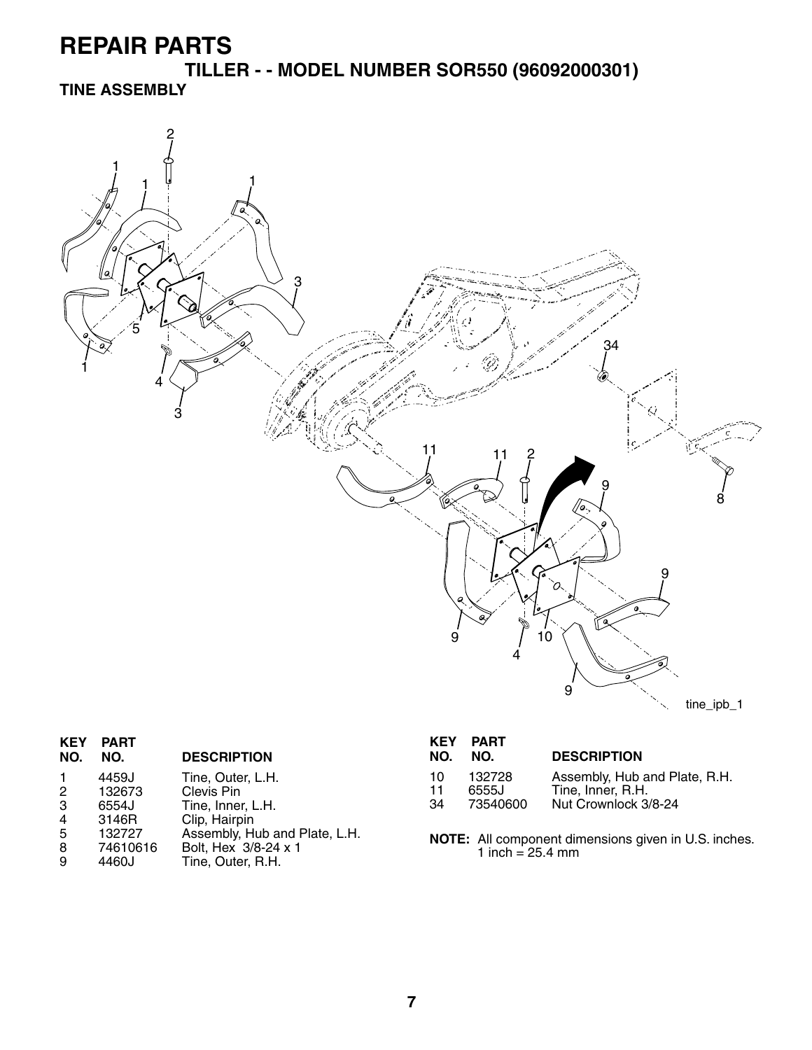# REPAIR PARTS

## TILLER - - MODEL NUMBER SOR550 (96092000301)

### TINE ASSEMBLY

| KEY NO. | PART NO. | DESCRIPTION |
| --- | --- | --- |
| 1 | 4459J | Tine, Outer, L.H. |
| 2 | 132673 | Clevis Pin |
| 3 | 6554J | Tine, Inner, L.H. |
| 4 | 3146R | Clip, Hairpin |
| 5 | 132727 | Assembly, Hub and Plate, L.H. |
| 8 | 74610616 | Bolt, Hex 3/8-24 x 1 |
| 9 | 4460J | Tine, Outer, R.H. |
| 10 | 132728 | Assembly, Hub and Plate, R.H. |
| 11 | 6555J | Tine, Inner, R.H. |
| 34 | 73540600 | Nut Crownlock 3/8-24 |

**NOTE:** All component dimensions given in U.S. inches.
1 inch = 25.4 mm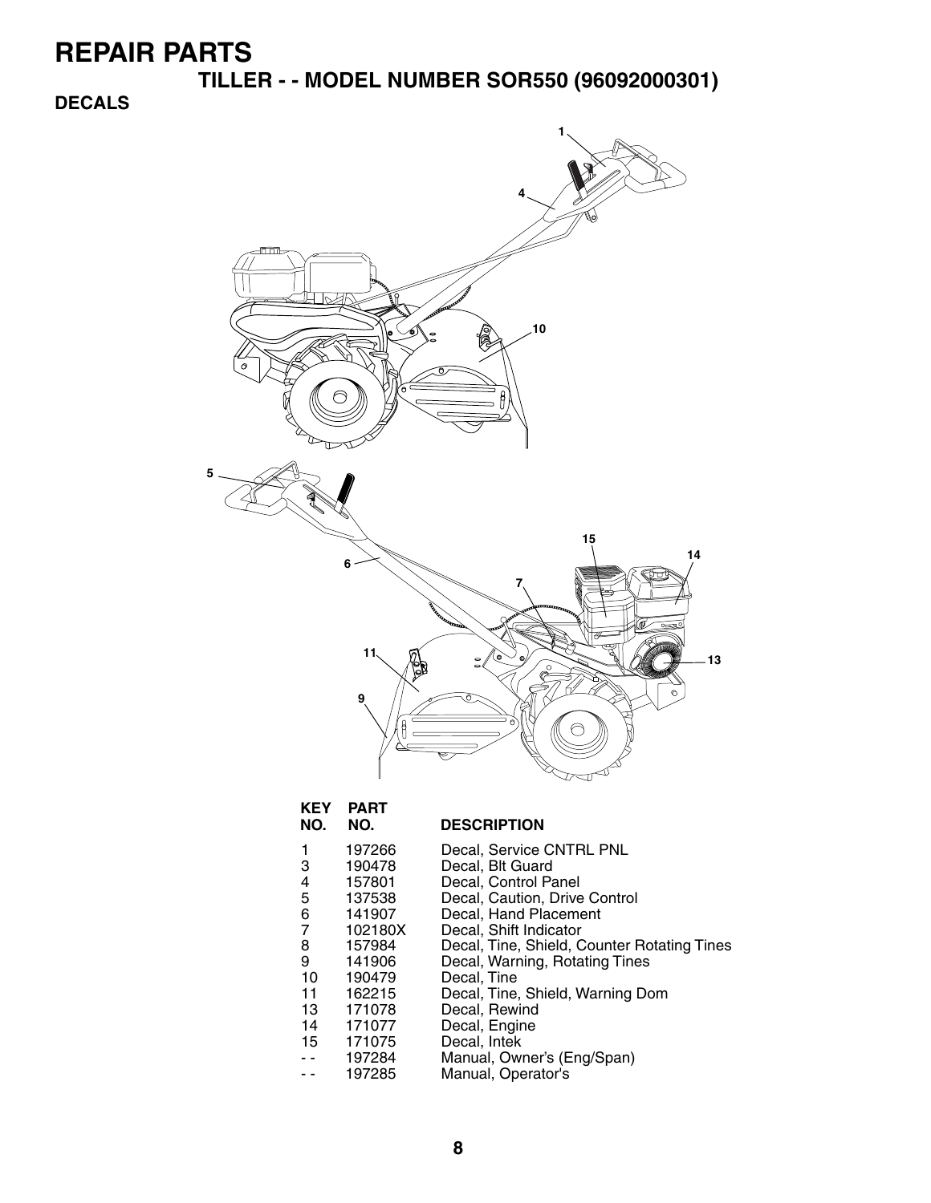# REPAIR PARTS

## TILLER - - MODEL NUMBER SOR550 (96092000301)

### DECALS

1
4
10
5
15
14
6
7
11
13
9

| KEY NO. | PART NO. | DESCRIPTION |
|---|---|---|
| 1 | 197266 | Decal, Service CNTRL PNL |
| 3 | 190478 | Decal, Blt Guard |
| 4 | 157801 | Decal, Control Panel |
| 5 | 137538 | Decal, Caution, Drive Control |
| 6 | 141907 | Decal, Hand Placement |
| 7 | 102180X | Decal, Shift Indicator |
| 8 | 157984 | Decal, Tine, Shield, Counter Rotating Tines |
| 9 | 141906 | Decal, Warning, Rotating Tines |
| 10 | 190479 | Decal, Tine |
| 11 | 162215 | Decal, Tine, Shield, Warning Dom |
| 13 | 171078 | Decal, Rewind |
| 14 | 171077 | Decal, Engine |
| 15 | 171075 | Decal, Intek |
| - - | 197284 | Manual, Owner's (Eng/Span) |
| - - | 197285 | Manual, Operator's |